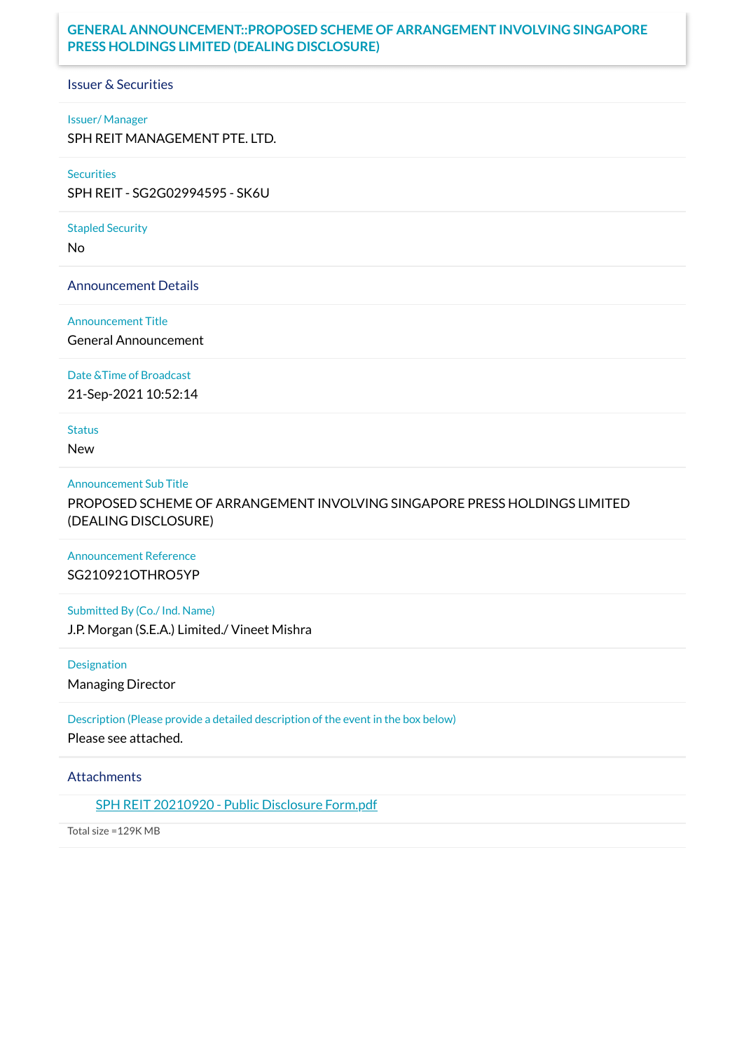# GENERAL ANNOUNCEMENT::PROPOSED SCHEME OF ARRANGEMENT INVOLVING SINGAPORE PRESS HOLDINGS LIMITED (DEALING DISCLOSURE)

## Issuer & Securities

**Issuer/ Manager**

SPH REIT MANAGEMENT PTE. LTD.

**Securities**

SPH REIT - SG2G02994595 - SK6U

**Stapled Security**

No

## Announcement Details

**Announcement Title**

General Announcement

**Date &Time of Broadcast**

21-Sep-2021 10:52:14

**Status**

New

**Announcement Sub Title**

PROPOSED SCHEME OF ARRANGEMENT INVOLVING SINGAPORE PRESS HOLDINGS LIMITED (DEALING DISCLOSURE)

**Announcement Reference**

SG210921OTHRO5YP

**Submitted By (Co./ Ind. Name)**

J.P. Morgan (S.E.A.) Limited./ Vineet Mishra

**Designation**

Managing Director

**Description (Please provide a detailed description of the event in the box below)**

Please see attached.

## Attachments

SPH REIT 20210920 - Public Disclosure Form.pdf

Total size =129K MB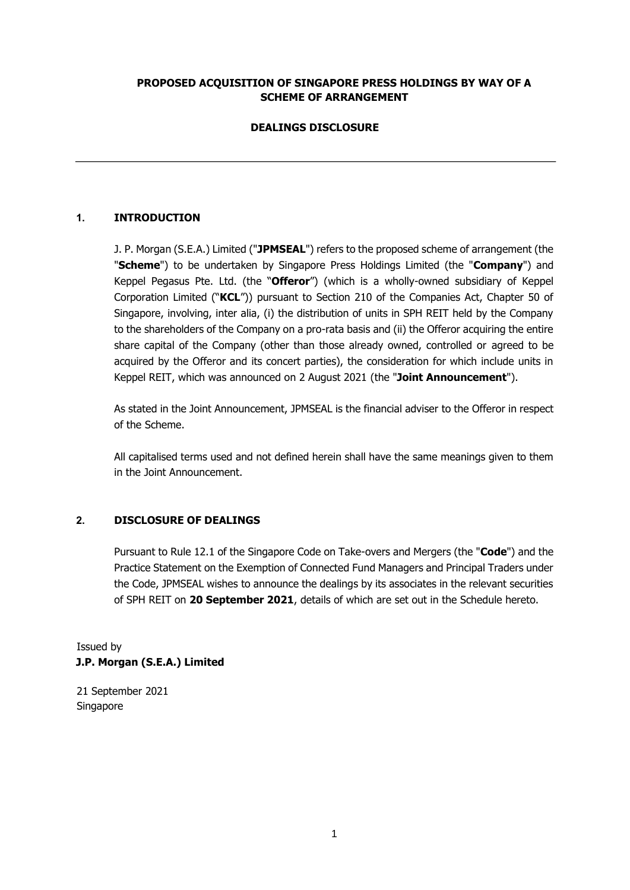**PROPOSED ACQUISITION OF SINGAPORE PRESS HOLDINGS BY WAY OF A SCHEME OF ARRANGEMENT**

**DEALINGS DISCLOSURE**

---

## 1. INTRODUCTION

J. P. Morgan (S.E.A.) Limited ("**JPMSEAL**") refers to the proposed scheme of arrangement (the "**Scheme**") to be undertaken by Singapore Press Holdings Limited (the "**Company**") and Keppel Pegasus Pte. Ltd. (the "**Offeror**") (which is a wholly-owned subsidiary of Keppel Corporation Limited ("**KCL**")) pursuant to Section 210 of the Companies Act, Chapter 50 of Singapore, involving, inter alia, (i) the distribution of units in SPH REIT held by the Company to the shareholders of the Company on a pro-rata basis and (ii) the Offeror acquiring the entire share capital of the Company (other than those already owned, controlled or agreed to be acquired by the Offeror and its concert parties), the consideration for which include units in Keppel REIT, which was announced on 2 August 2021 (the "**Joint Announcement**").

As stated in the Joint Announcement, JPMSEAL is the financial adviser to the Offeror in respect of the Scheme.

All capitalised terms used and not defined herein shall have the same meanings given to them in the Joint Announcement.

## 2. DISCLOSURE OF DEALINGS

Pursuant to Rule 12.1 of the Singapore Code on Take-overs and Mergers (the "**Code**") and the Practice Statement on the Exemption of Connected Fund Managers and Principal Traders under the Code, JPMSEAL wishes to announce the dealings by its associates in the relevant securities of SPH REIT on **20 September 2021**, details of which are set out in the Schedule hereto.

Issued by
**J.P. Morgan (S.E.A.) Limited**

21 September 2021
Singapore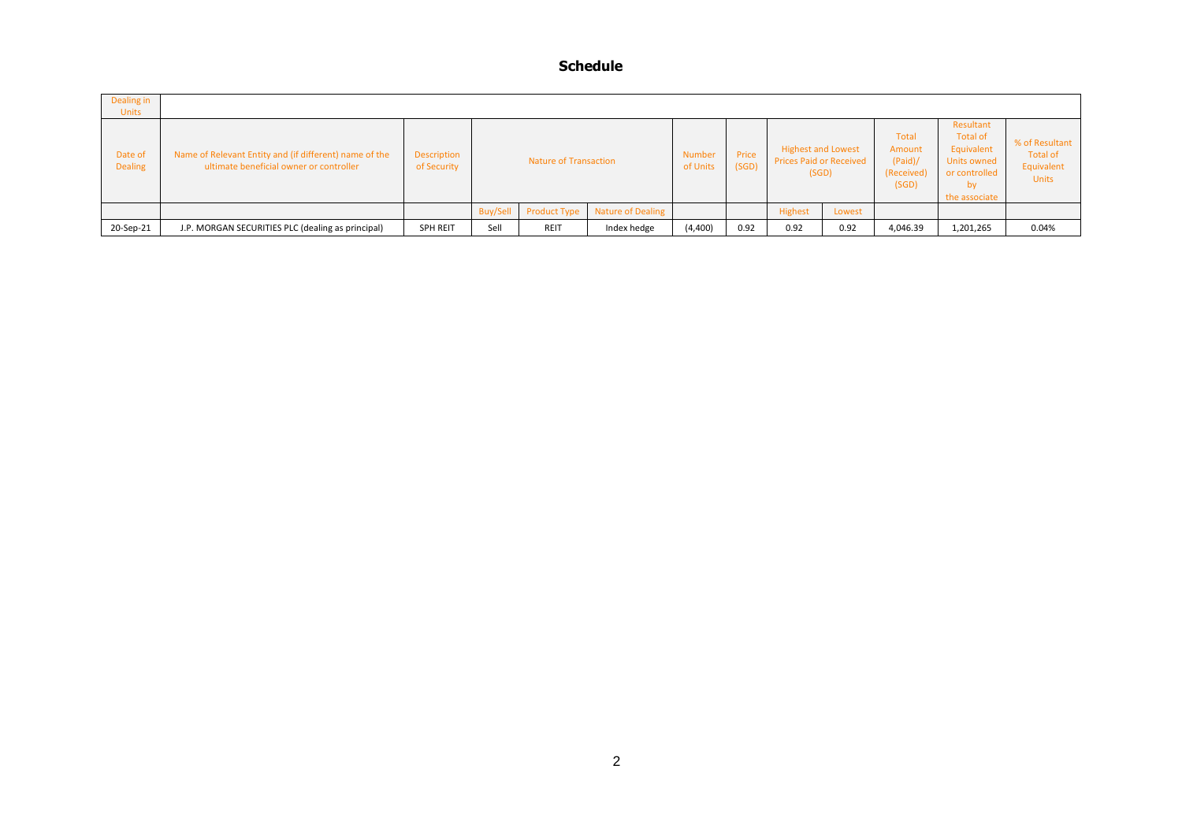# Schedule

| Dealing in Units | | | | | | | | | | | | | |
|---|---|---|---|---|---|---|---|---|---|---|---|---|---|
| Date of Dealing | Name of Relevant Entity and (if different) name of the ultimate beneficial owner or controller | Description of Security | Nature of Transaction | | | Number of Units | Price (SGD) | Highest and Lowest Prices Paid or Received (SGD) | | Total Amount (Paid)/ (Received) (SGD) | Resultant Total of Equivalent Units owned or controlled by the associate | % of Resultant Total of Equivalent Units |
| | | | Buy/Sell | Product Type | Nature of Dealing | | | Highest | Lowest | | | |
| 20-Sep-21 | J.P. MORGAN SECURITIES PLC (dealing as principal) | SPH REIT | Sell | REIT | Index hedge | (4,400) | 0.92 | 0.92 | 0.92 | 4,046.39 | 1,201,265 | 0.04% |